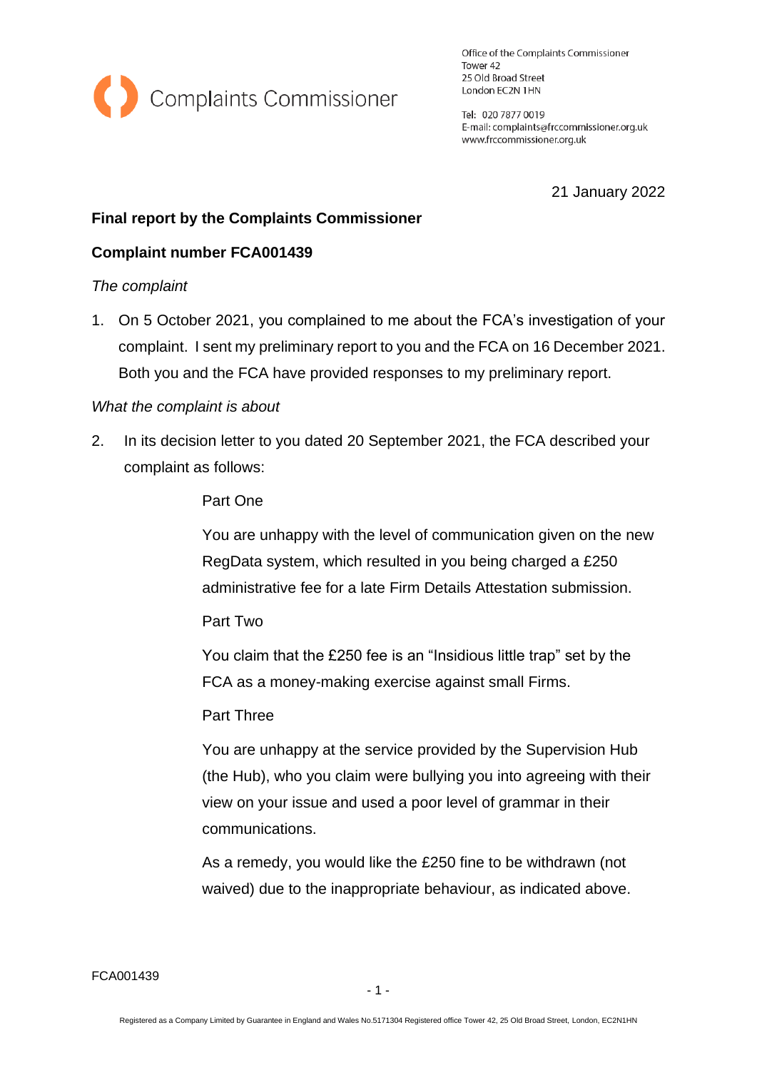Complaints Commissioner

Office of the Complaints Commissioner
Tower 42
25 Old Broad Street
London EC2N 1HN

Tel: 020 7877 0019
E-mail: complaints@frccommissioner.org.uk
www.frccommissioner.org.uk

21 January 2022

**Final report by the Complaints Commissioner**

**Complaint number FCA001439**

*The complaint*

1. On 5 October 2021, you complained to me about the FCA's investigation of your complaint. I sent my preliminary report to you and the FCA on 16 December 2021. Both you and the FCA have provided responses to my preliminary report.

*What the complaint is about*

2. In its decision letter to you dated 20 September 2021, the FCA described your complaint as follows:

> Part One
>
> You are unhappy with the level of communication given on the new RegData system, which resulted in you being charged a £250 administrative fee for a late Firm Details Attestation submission.
>
> Part Two
>
> You claim that the £250 fee is an "Insidious little trap" set by the FCA as a money-making exercise against small Firms.
>
> Part Three
>
> You are unhappy at the service provided by the Supervision Hub (the Hub), who you claim were bullying you into agreeing with their view on your issue and used a poor level of grammar in their communications.
>
> As a remedy, you would like the £250 fine to be withdrawn (not waived) due to the inappropriate behaviour, as indicated above.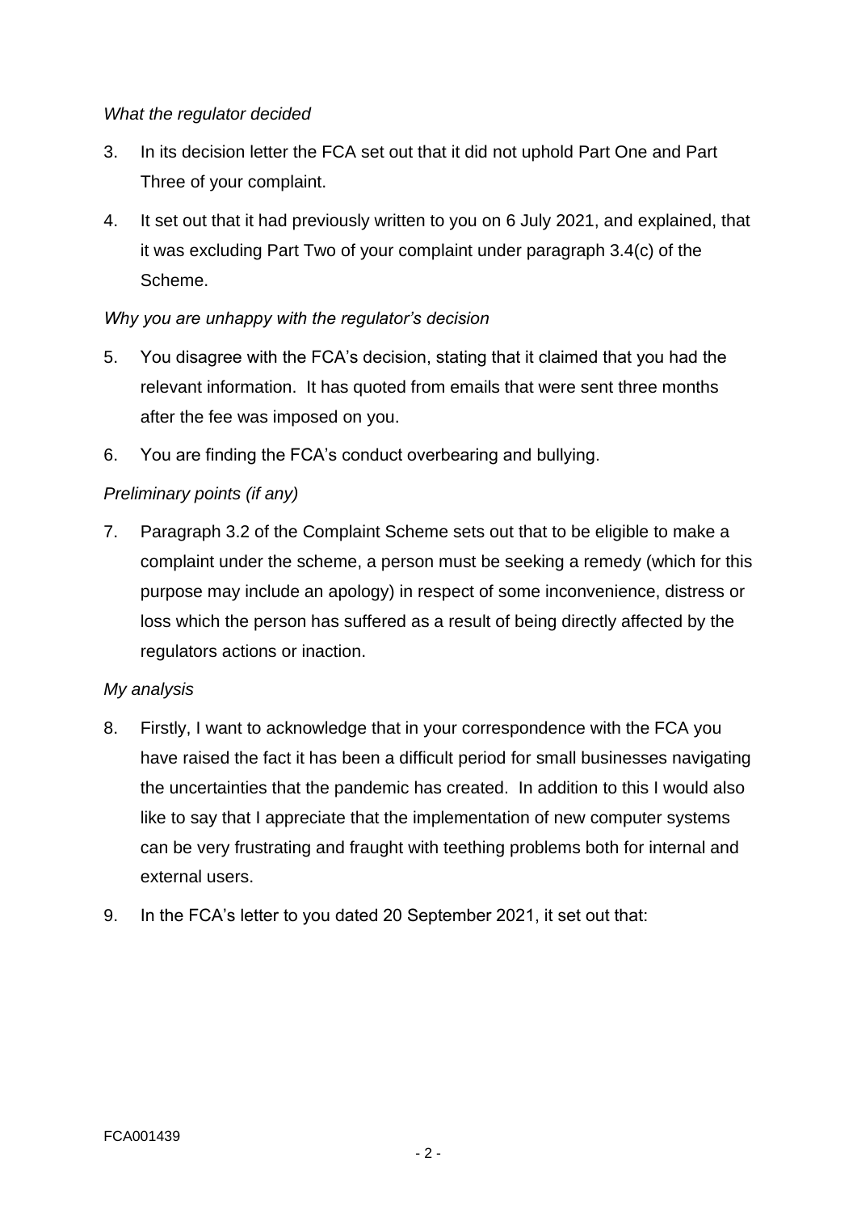*What the regulator decided*

3. In its decision letter the FCA set out that it did not uphold Part One and Part Three of your complaint.

4. It set out that it had previously written to you on 6 July 2021, and explained, that it was excluding Part Two of your complaint under paragraph 3.4(c) of the Scheme.

*Why you are unhappy with the regulator's decision*

5. You disagree with the FCA's decision, stating that it claimed that you had the relevant information. It has quoted from emails that were sent three months after the fee was imposed on you.

6. You are finding the FCA's conduct overbearing and bullying.

*Preliminary points (if any)*

7. Paragraph 3.2 of the Complaint Scheme sets out that to be eligible to make a complaint under the scheme, a person must be seeking a remedy (which for this purpose may include an apology) in respect of some inconvenience, distress or loss which the person has suffered as a result of being directly affected by the regulators actions or inaction.

*My analysis*

8. Firstly, I want to acknowledge that in your correspondence with the FCA you have raised the fact it has been a difficult period for small businesses navigating the uncertainties that the pandemic has created. In addition to this I would also like to say that I appreciate that the implementation of new computer systems can be very frustrating and fraught with teething problems both for internal and external users.

9. In the FCA's letter to you dated 20 September 2021, it set out that:

FCA001439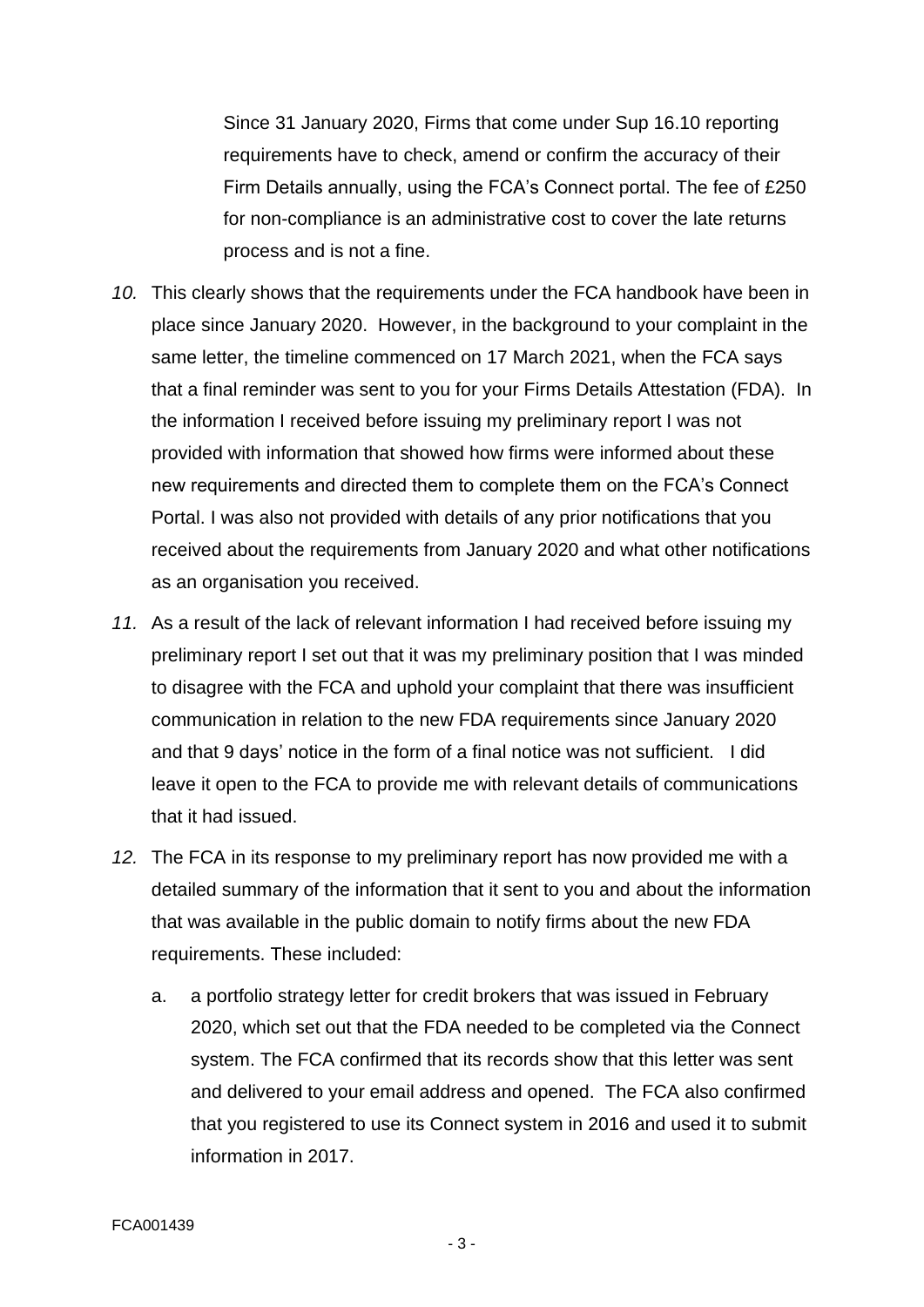> Since 31 January 2020, Firms that come under Sup 16.10 reporting requirements have to check, amend or confirm the accuracy of their Firm Details annually, using the FCA's Connect portal. The fee of £250 for non-compliance is an administrative cost to cover the late returns process and is not a fine.

*10.* This clearly shows that the requirements under the FCA handbook have been in place since January 2020. However, in the background to your complaint in the same letter, the timeline commenced on 17 March 2021, when the FCA says that a final reminder was sent to you for your Firms Details Attestation (FDA). In the information I received before issuing my preliminary report I was not provided with information that showed how firms were informed about these new requirements and directed them to complete them on the FCA's Connect Portal. I was also not provided with details of any prior notifications that you received about the requirements from January 2020 and what other notifications as an organisation you received.

*11.* As a result of the lack of relevant information I had received before issuing my preliminary report I set out that it was my preliminary position that I was minded to disagree with the FCA and uphold your complaint that there was insufficient communication in relation to the new FDA requirements since January 2020 and that 9 days' notice in the form of a final notice was not sufficient. I did leave it open to the FCA to provide me with relevant details of communications that it had issued.

*12.* The FCA in its response to my preliminary report has now provided me with a detailed summary of the information that it sent to you and about the information that was available in the public domain to notify firms about the new FDA requirements. These included:

   a. a portfolio strategy letter for credit brokers that was issued in February 2020, which set out that the FDA needed to be completed via the Connect system. The FCA confirmed that its records show that this letter was sent and delivered to your email address and opened. The FCA also confirmed that you registered to use its Connect system in 2016 and used it to submit information in 2017.

FCA001439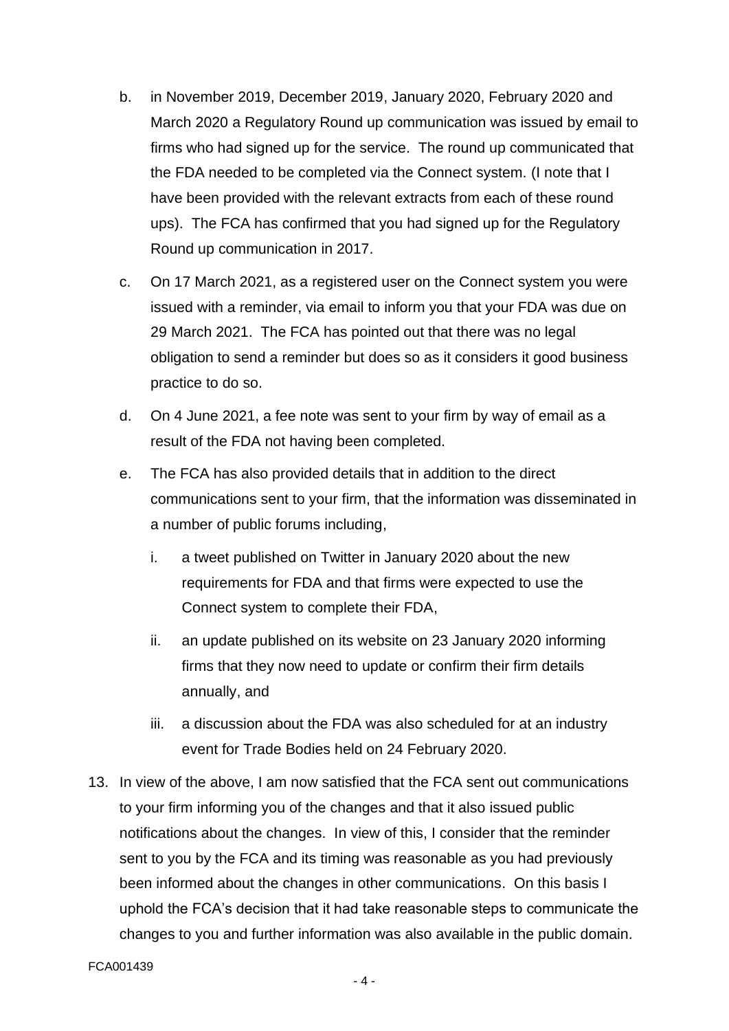b. in November 2019, December 2019, January 2020, February 2020 and March 2020 a Regulatory Round up communication was issued by email to firms who had signed up for the service. The round up communicated that the FDA needed to be completed via the Connect system. (I note that I have been provided with the relevant extracts from each of these round ups). The FCA has confirmed that you had signed up for the Regulatory Round up communication in 2017.

c. On 17 March 2021, as a registered user on the Connect system you were issued with a reminder, via email to inform you that your FDA was due on 29 March 2021. The FCA has pointed out that there was no legal obligation to send a reminder but does so as it considers it good business practice to do so.

d. On 4 June 2021, a fee note was sent to your firm by way of email as a result of the FDA not having been completed.

e. The FCA has also provided details that in addition to the direct communications sent to your firm, that the information was disseminated in a number of public forums including,

   i. a tweet published on Twitter in January 2020 about the new requirements for FDA and that firms were expected to use the Connect system to complete their FDA,

   ii. an update published on its website on 23 January 2020 informing firms that they now need to update or confirm their firm details annually, and

   iii. a discussion about the FDA was also scheduled for at an industry event for Trade Bodies held on 24 February 2020.

13. In view of the above, I am now satisfied that the FCA sent out communications to your firm informing you of the changes and that it also issued public notifications about the changes. In view of this, I consider that the reminder sent to you by the FCA and its timing was reasonable as you had previously been informed about the changes in other communications. On this basis I uphold the FCA's decision that it had take reasonable steps to communicate the changes to you and further information was also available in the public domain.

FCA001439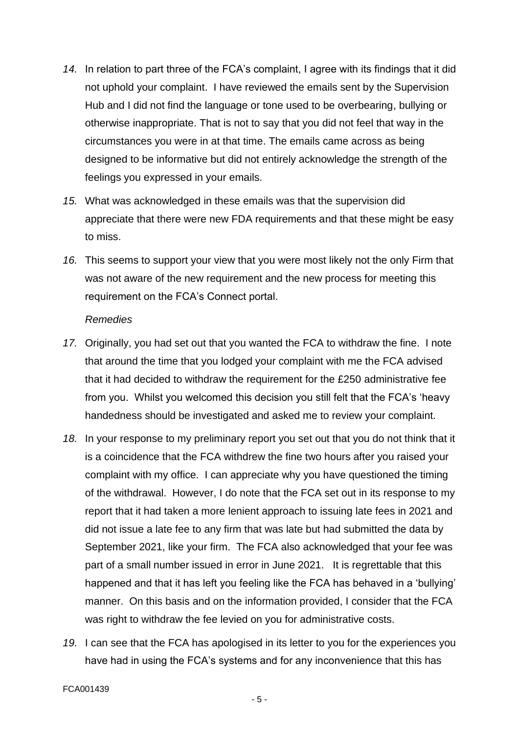*14.* In relation to part three of the FCA's complaint, I agree with its findings that it did not uphold your complaint. I have reviewed the emails sent by the Supervision Hub and I did not find the language or tone used to be overbearing, bullying or otherwise inappropriate. That is not to say that you did not feel that way in the circumstances you were in at that time. The emails came across as being designed to be informative but did not entirely acknowledge the strength of the feelings you expressed in your emails.

*15.* What was acknowledged in these emails was that the supervision did appreciate that there were new FDA requirements and that these might be easy to miss.

*16.* This seems to support your view that you were most likely not the only Firm that was not aware of the new requirement and the new process for meeting this requirement on the FCA's Connect portal.

*Remedies*

*17.* Originally, you had set out that you wanted the FCA to withdraw the fine. I note that around the time that you lodged your complaint with me the FCA advised that it had decided to withdraw the requirement for the £250 administrative fee from you. Whilst you welcomed this decision you still felt that the FCA's 'heavy handedness should be investigated and asked me to review your complaint.

*18.* In your response to my preliminary report you set out that you do not think that it is a coincidence that the FCA withdrew the fine two hours after you raised your complaint with my office. I can appreciate why you have questioned the timing of the withdrawal. However, I do note that the FCA set out in its response to my report that it had taken a more lenient approach to issuing late fees in 2021 and did not issue a late fee to any firm that was late but had submitted the data by September 2021, like your firm. The FCA also acknowledged that your fee was part of a small number issued in error in June 2021. It is regrettable that this happened and that it has left you feeling like the FCA has behaved in a 'bullying' manner. On this basis and on the information provided, I consider that the FCA was right to withdraw the fee levied on you for administrative costs.

*19.* I can see that the FCA has apologised in its letter to you for the experiences you have had in using the FCA's systems and for any inconvenience that this has

FCA001439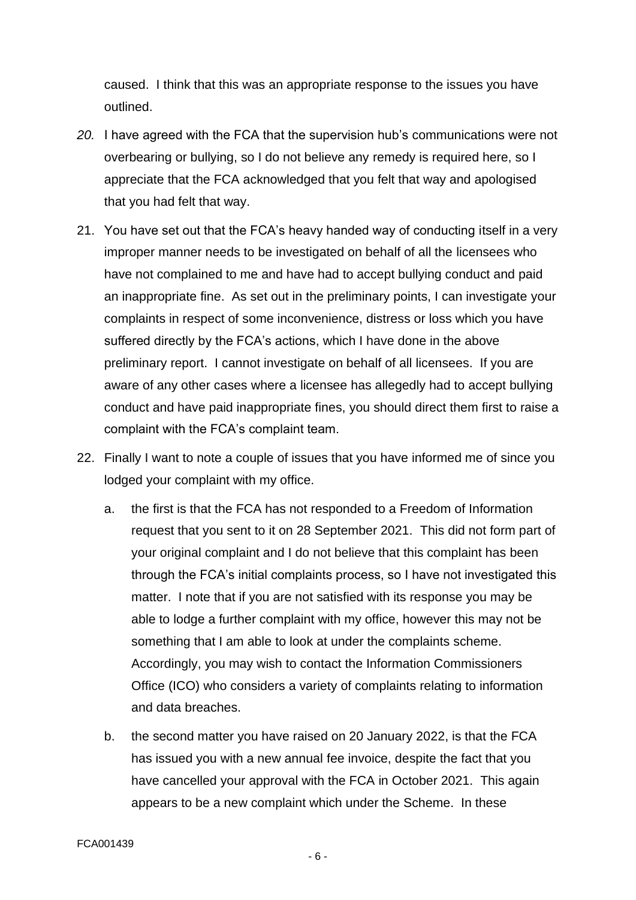caused. I think that this was an appropriate response to the issues you have outlined.

20. I have agreed with the FCA that the supervision hub's communications were not overbearing or bullying, so I do not believe any remedy is required here, so I appreciate that the FCA acknowledged that you felt that way and apologised that you had felt that way.

21. You have set out that the FCA's heavy handed way of conducting itself in a very improper manner needs to be investigated on behalf of all the licensees who have not complained to me and have had to accept bullying conduct and paid an inappropriate fine. As set out in the preliminary points, I can investigate your complaints in respect of some inconvenience, distress or loss which you have suffered directly by the FCA's actions, which I have done in the above preliminary report. I cannot investigate on behalf of all licensees. If you are aware of any other cases where a licensee has allegedly had to accept bullying conduct and have paid inappropriate fines, you should direct them first to raise a complaint with the FCA's complaint team.

22. Finally I want to note a couple of issues that you have informed me of since you lodged your complaint with my office.

    a. the first is that the FCA has not responded to a Freedom of Information request that you sent to it on 28 September 2021. This did not form part of your original complaint and I do not believe that this complaint has been through the FCA's initial complaints process, so I have not investigated this matter. I note that if you are not satisfied with its response you may be able to lodge a further complaint with my office, however this may not be something that I am able to look at under the complaints scheme. Accordingly, you may wish to contact the Information Commissioners Office (ICO) who considers a variety of complaints relating to information and data breaches.

    b. the second matter you have raised on 20 January 2022, is that the FCA has issued you with a new annual fee invoice, despite the fact that you have cancelled your approval with the FCA in October 2021. This again appears to be a new complaint which under the Scheme. In these

FCA001439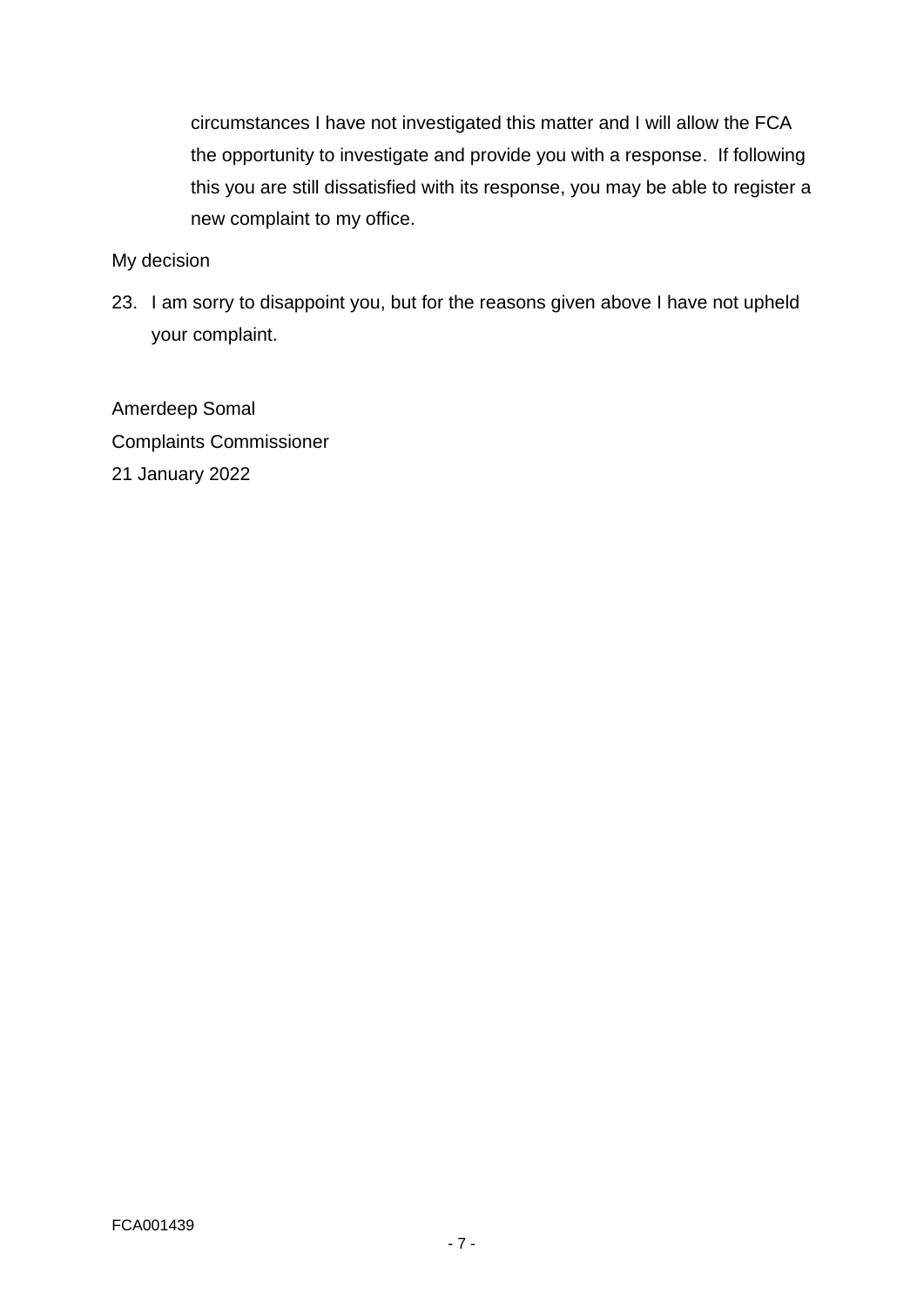circumstances I have not investigated this matter and I will allow the FCA the opportunity to investigate and provide you with a response. If following this you are still dissatisfied with its response, you may be able to register a new complaint to my office.

## My decision

23. I am sorry to disappoint you, but for the reasons given above I have not upheld your complaint.

Amerdeep Somal
Complaints Commissioner
21 January 2022

FCA001439